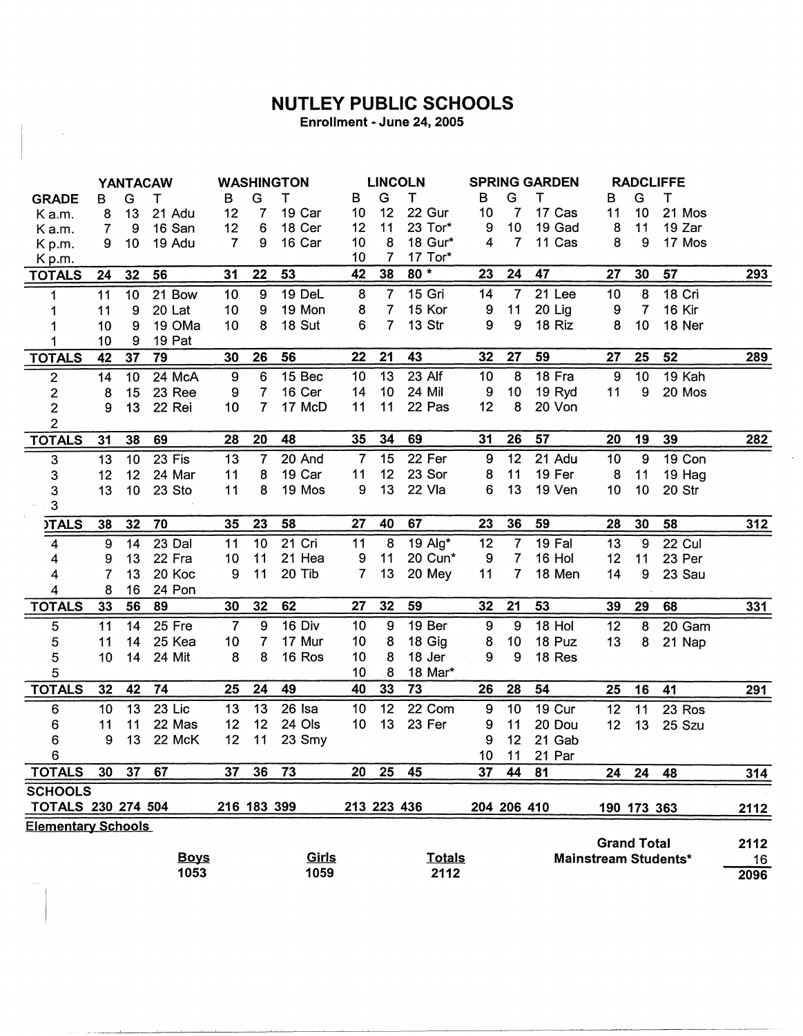# NUTLEY PUBLIC SCHOOLS

**Enrollment - June 24, 2005**

| GRADE | YANTACAW B | G | T | | WASHINGTON B | G | T | | LINCOLN B | G | T | | SPRING GARDEN B | G | T | | RADCLIFFE B | G | T | | |
|---|---|---|---|---|---|---|---|---|---|---|---|---|---|---|---|---|---|---|---|---|---|
| K a.m. | 8 | 13 | 21 | Adu | 12 | 7 | 19 | Car | 10 | 12 | 22 | Gur | 10 | 7 | 17 | Cas | 11 | 10 | 21 | Mos | |
| K a.m. | 7 | 9 | 16 | San | 12 | 6 | 18 | Cer | 12 | 11 | 23 | Tor* | 9 | 10 | 19 | Gad | 8 | 11 | 19 | Zar | |
| K p.m. | 9 | 10 | 19 | Adu | 7 | 9 | 16 | Car | 10 | 8 | 18 | Gur* | 4 | 7 | 11 | Cas | 8 | 9 | 17 | Mos | |
| K p.m. | | | | | | | | | 10 | 7 | 17 | Tor* | | | | | | | | | |
| **TOTALS** | **24** | **32** | **56** | | **31** | **22** | **53** | | **42** | **38** | **80 *** | | **23** | **24** | **47** | | **27** | **30** | **57** | | **293** |
| 1 | 11 | 10 | 21 | Bow | 10 | 9 | 19 | DeL | 8 | 7 | 15 | Gri | 14 | 7 | 21 | Lee | 10 | 8 | 18 | Cri | |
| 1 | 11 | 9 | 20 | Lat | 10 | 9 | 19 | Mon | 8 | 7 | 15 | Kor | 9 | 11 | 20 | Lig | 9 | 7 | 16 | Kir | |
| 1 | 10 | 9 | 19 | OMa | 10 | 8 | 18 | Sut | 6 | 7 | 13 | Str | 9 | 9 | 18 | Riz | 8 | 10 | 18 | Ner | |
| 1 | 10 | 9 | 19 | Pat | | | | | | | | | | | | | | | | | |
| **TOTALS** | **42** | **37** | **79** | | **30** | **26** | **56** | | **22** | **21** | **43** | | **32** | **27** | **59** | | **27** | **25** | **52** | | **289** |
| 2 | 14 | 10 | 24 | McA | 9 | 6 | 15 | Bec | 10 | 13 | 23 | Alf | 10 | 8 | 18 | Fra | 9 | 10 | 19 | Kah | |
| 2 | 8 | 15 | 23 | Ree | 9 | 7 | 16 | Cer | 14 | 10 | 24 | Mil | 9 | 10 | 19 | Ryd | 11 | 9 | 20 | Mos | |
| 2 | 9 | 13 | 22 | Rei | 10 | 7 | 17 | McD | 11 | 11 | 22 | Pas | 12 | 8 | 20 | Von | | | | | |
| 2 | | | | | | | | | | | | | | | | | | | | | |
| **TOTALS** | **31** | **38** | **69** | | **28** | **20** | **48** | | **35** | **34** | **69** | | **31** | **26** | **57** | | **20** | **19** | **39** | | **282** |
| 3 | 13 | 10 | 23 | Fis | 13 | 7 | 20 | And | 7 | 15 | 22 | Fer | 9 | 12 | 21 | Adu | 10 | 9 | 19 | Con | |
| 3 | 12 | 12 | 24 | Mar | 11 | 8 | 19 | Car | 11 | 12 | 23 | Sor | 8 | 11 | 19 | Fer | 8 | 11 | 19 | Hag | |
| 3 | 13 | 10 | 23 | Sto | 11 | 8 | 19 | Mos | 9 | 13 | 22 | Vla | 6 | 13 | 19 | Ven | 10 | 10 | 20 | Str | |
| 3 | | | | | | | | | | | | | | | | | | | | | |
| **)TALS** | **38** | **32** | **70** | | **35** | **23** | **58** | | **27** | **40** | **67** | | **23** | **36** | **59** | | **28** | **30** | **58** | | **312** |
| 4 | 9 | 14 | 23 | Dal | 11 | 10 | 21 | Cri | 11 | 8 | 19 | Alg* | 12 | 7 | 19 | Fal | 13 | 9 | 22 | Cul | |
| 4 | 9 | 13 | 22 | Fra | 10 | 11 | 21 | Hea | 9 | 11 | 20 | Cun* | 9 | 7 | 16 | Hol | 12 | 11 | 23 | Per | |
| 4 | 7 | 13 | 20 | Koc | 9 | 11 | 20 | Tib | 7 | 13 | 20 | Mey | 11 | 7 | 18 | Men | 14 | 9 | 23 | Sau | |
| 4 | 8 | 16 | 24 | Pon | | | | | | | | | | | | | | | | | |
| **TOTALS** | **33** | **56** | **89** | | **30** | **32** | **62** | | **27** | **32** | **59** | | **32** | **21** | **53** | | **39** | **29** | **68** | | **331** |
| 5 | 11 | 14 | 25 | Fre | 7 | 9 | 16 | Div | 10 | 9 | 19 | Ber | 9 | 9 | 18 | Hol | 12 | 8 | 20 | Gam | |
| 5 | 11 | 14 | 25 | Kea | 10 | 7 | 17 | Mur | 10 | 8 | 18 | Gig | 8 | 10 | 18 | Puz | 13 | 8 | 21 | Nap | |
| 5 | 10 | 14 | 24 | Mit | 8 | 8 | 16 | Ros | 10 | 8 | 18 | Jer | 9 | 9 | 18 | Res | | | | | |
| 5 | | | | | | | | | 10 | 8 | 18 | Mar* | | | | | | | | | |
| **TOTALS** | **32** | **42** | **74** | | **25** | **24** | **49** | | **40** | **33** | **73** | | **26** | **28** | **54** | | **25** | **16** | **41** | | **291** |
| 6 | 10 | 13 | 23 | Lic | 13 | 13 | 26 | Isa | 10 | 12 | 22 | Com | 9 | 10 | 19 | Cur | 12 | 11 | 23 | Ros | |
| 6 | 11 | 11 | 22 | Mas | 12 | 12 | 24 | Ols | 10 | 13 | 23 | Fer | 9 | 11 | 20 | Dou | 12 | 13 | 25 | Szu | |
| 6 | 9 | 13 | 22 | McK | 12 | 11 | 23 | Smy | | | | | 9 | 12 | 21 | Gab | | | | | |
| 6 | | | | | | | | | | | | | 10 | 11 | 21 | Par | | | | | |
| **TOTALS** | **30** | **37** | **67** | | **37** | **36** | **73** | | **20** | **25** | **45** | | **37** | **44** | **81** | | **24** | **24** | **48** | | **314** |
| **SCHOOLS TOTALS** | **230** | **274** | **504** | | **216** | **183** | **399** | | **213** | **223** | **436** | | **204** | **206** | **410** | | **190** | **173** | **363** | | **2112** |

**Elementary Schools**

| Boys | Girls | Totals |
|---|---|---|
| 1053 | 1059 | 2112 |

| | |
|---|---|
| **Grand Total** | **2112** |
| **Mainstream Students*** | **16** |
| | **2096** |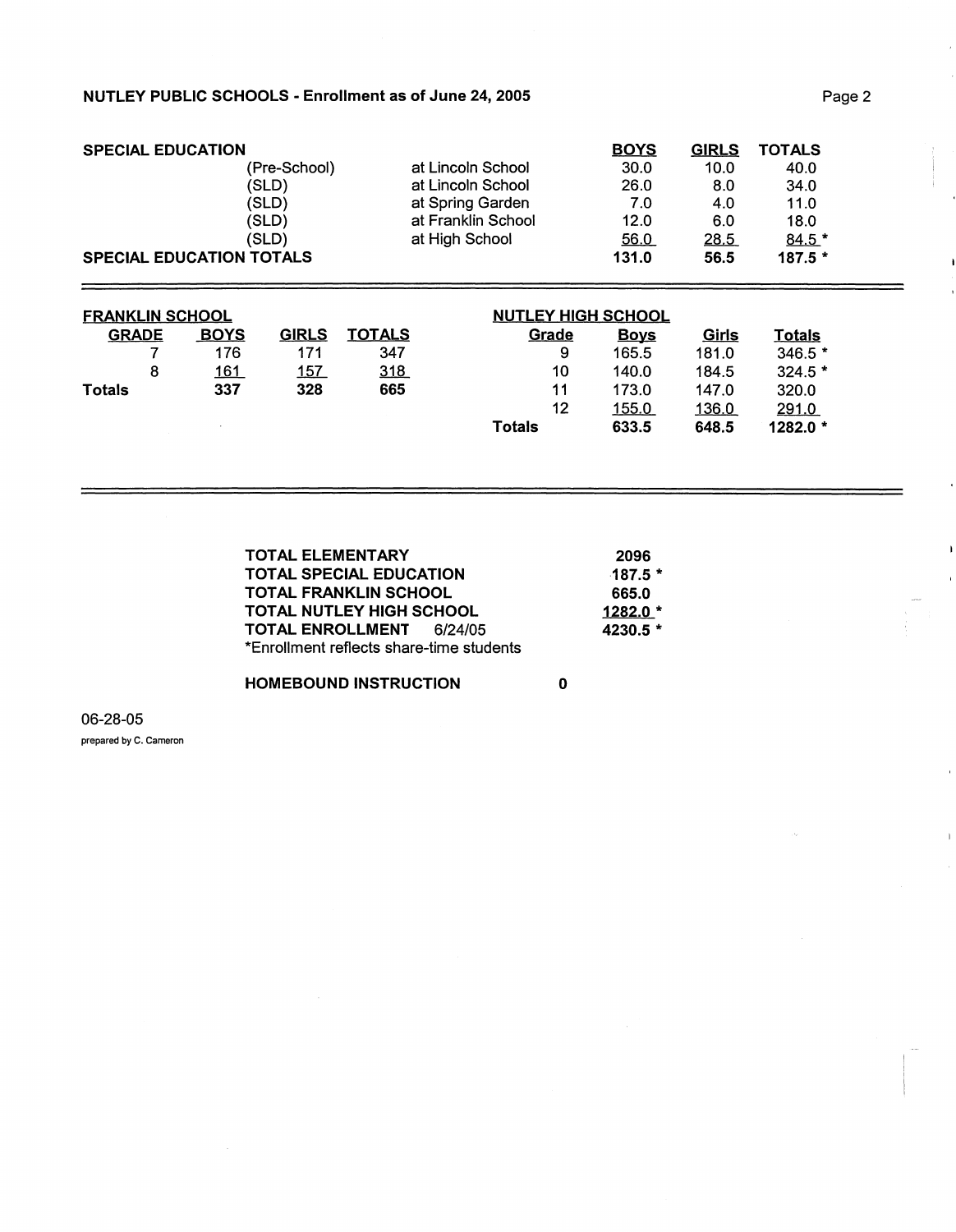## NUTLEY PUBLIC SCHOOLS - Enrollment as of June 24, 2005

| SPECIAL EDUCATION | | BOYS | GIRLS | TOTALS |
|---|---|---|---|---|
| (Pre-School) | at Lincoln School | 30.0 | 10.0 | 40.0 |
| (SLD) | at Lincoln School | 26.0 | 8.0 | 34.0 |
| (SLD) | at Spring Garden | 7.0 | 4.0 | 11.0 |
| (SLD) | at Franklin School | 12.0 | 6.0 | 18.0 |
| (SLD) | at High School | 56.0 | 28.5 | 84.5 * |
| **SPECIAL EDUCATION TOTALS** | | **131.0** | **56.5** | **187.5 *** |

**FRANKLIN SCHOOL**

| GRADE | BOYS | GIRLS | TOTALS |
|---|---|---|---|
| 7 | 176 | 171 | 347 |
| 8 | 161 | 157 | 318 |
| **Totals** | **337** | **328** | **665** |

**NUTLEY HIGH SCHOOL**

| Grade | Boys | Girls | Totals |
|---|---|---|---|
| 9 | 165.5 | 181.0 | 346.5 * |
| 10 | 140.0 | 184.5 | 324.5 * |
| 11 | 173.0 | 147.0 | 320.0 |
| 12 | 155.0 | 136.0 | 291.0 |
| **Totals** | **633.5** | **648.5** | **1282.0 *** |

| | |
|---|---|
| **TOTAL ELEMENTARY** | **2096** |
| **TOTAL SPECIAL EDUCATION** | **187.5 *** |
| **TOTAL FRANKLIN SCHOOL** | **665.0** |
| **TOTAL NUTLEY HIGH SCHOOL** | **1282.0 *** |
| **TOTAL ENROLLMENT** 6/24/05 | **4230.5 *** |

*Enrollment reflects share-time students

**HOMEBOUND INSTRUCTION** **0**

06-28-05

prepared by C. Cameron